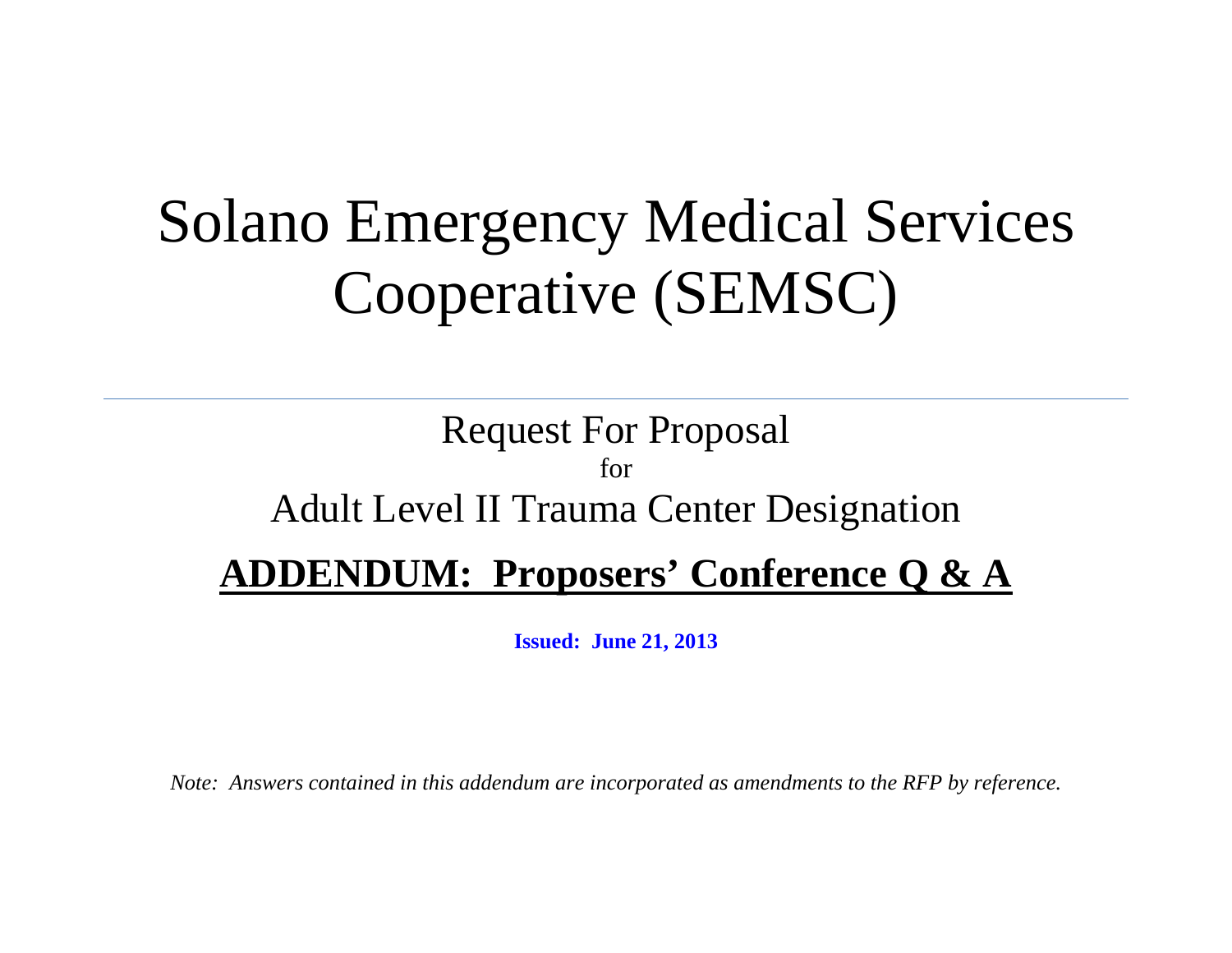# Solano Emergency Medical Services Cooperative (SEMSC)

---

## Request For Proposal

for

## Adult Level II Trauma Center Designation

## **ADDENDUM: Proposers' Conference Q & A**

**Issued: June 21, 2013**

*Note: Answers contained in this addendum are incorporated as amendments to the RFP by reference.*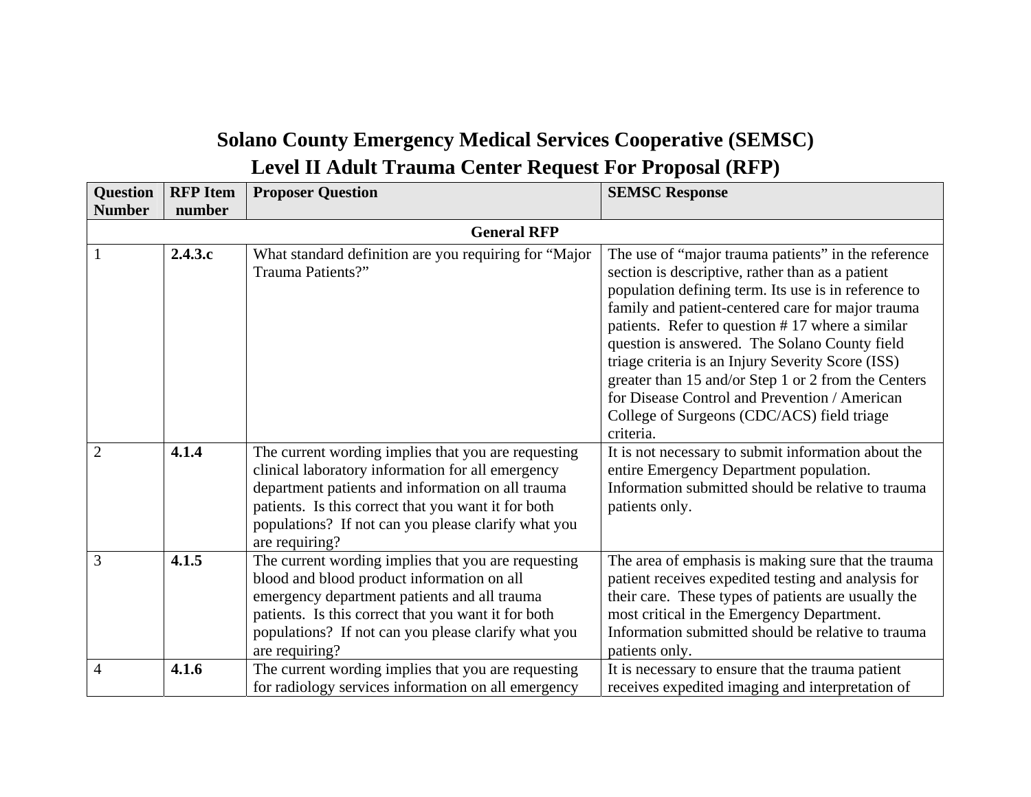# Solano County Emergency Medical Services Cooperative (SEMSC)

## Level II Adult Trauma Center Request For Proposal (RFP)

| Question Number | RFP Item number | Proposer Question | SEMSC Response |
|---|---|---|---|
| **General RFP** | | | |
| 1 | **2.4.3.c** | What standard definition are you requiring for "Major Trauma Patients?" | The use of "major trauma patients" in the reference section is descriptive, rather than as a patient population defining term. Its use is in reference to family and patient-centered care for major trauma patients. Refer to question # 17 where a similar question is answered. The Solano County field triage criteria is an Injury Severity Score (ISS) greater than 15 and/or Step 1 or 2 from the Centers for Disease Control and Prevention / American College of Surgeons (CDC/ACS) field triage criteria. |
| 2 | **4.1.4** | The current wording implies that you are requesting clinical laboratory information for all emergency department patients and information on all trauma patients. Is this correct that you want it for both populations? If not can you please clarify what you are requiring? | It is not necessary to submit information about the entire Emergency Department population. Information submitted should be relative to trauma patients only. |
| 3 | **4.1.5** | The current wording implies that you are requesting blood and blood product information on all emergency department patients and all trauma patients. Is this correct that you want it for both populations? If not can you please clarify what you are requiring? | The area of emphasis is making sure that the trauma patient receives expedited testing and analysis for their care. These types of patients are usually the most critical in the Emergency Department. Information submitted should be relative to trauma patients only. |
| 4 | **4.1.6** | The current wording implies that you are requesting for radiology services information on all emergency | It is necessary to ensure that the trauma patient receives expedited imaging and interpretation of |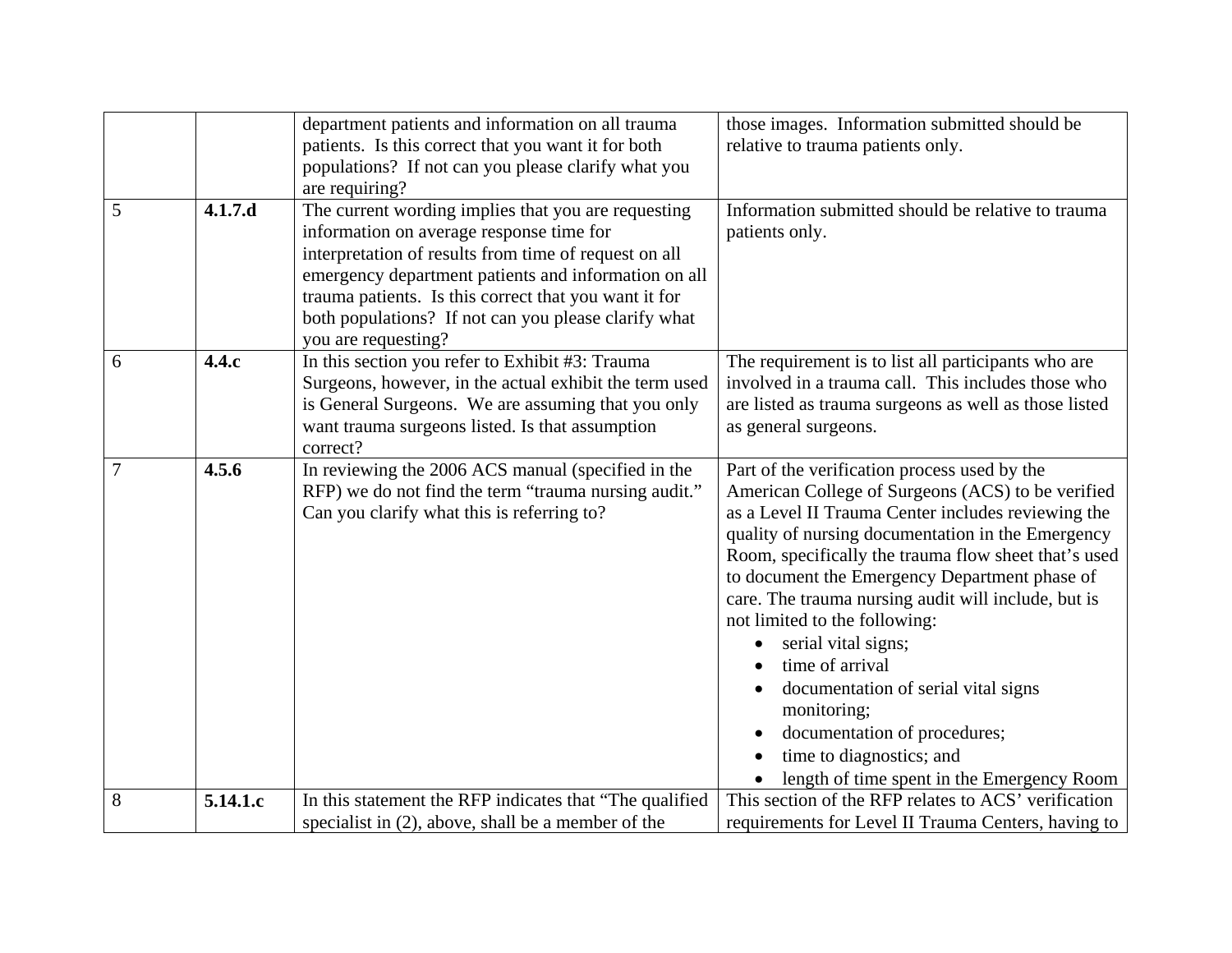|  |  |  |  |
|---|---|---|---|
|  |  | department patients and information on all trauma patients. Is this correct that you want it for both populations? If not can you please clarify what you are requiring? | those images. Information submitted should be relative to trauma patients only. |
| 5 | **4.1.7.d** | The current wording implies that you are requesting information on average response time for interpretation of results from time of request on all emergency department patients and information on all trauma patients. Is this correct that you want it for both populations? If not can you please clarify what you are requesting? | Information submitted should be relative to trauma patients only. |
| 6 | **4.4.c** | In this section you refer to Exhibit #3: Trauma Surgeons, however, in the actual exhibit the term used is General Surgeons. We are assuming that you only want trauma surgeons listed. Is that assumption correct? | The requirement is to list all participants who are involved in a trauma call. This includes those who are listed as trauma surgeons as well as those listed as general surgeons. |
| 7 | **4.5.6** | In reviewing the 2006 ACS manual (specified in the RFP) we do not find the term "trauma nursing audit." Can you clarify what this is referring to? | Part of the verification process used by the American College of Surgeons (ACS) to be verified as a Level II Trauma Center includes reviewing the quality of nursing documentation in the Emergency Room, specifically the trauma flow sheet that's used to document the Emergency Department phase of care. The trauma nursing audit will include, but is not limited to the following:<br>• serial vital signs;<br>• time of arrival<br>• documentation of serial vital signs monitoring;<br>• documentation of procedures;<br>• time to diagnostics; and<br>• length of time spent in the Emergency Room |
| 8 | **5.14.1.c** | In this statement the RFP indicates that "The qualified specialist in (2), above, shall be a member of the | This section of the RFP relates to ACS' verification requirements for Level II Trauma Centers, having to |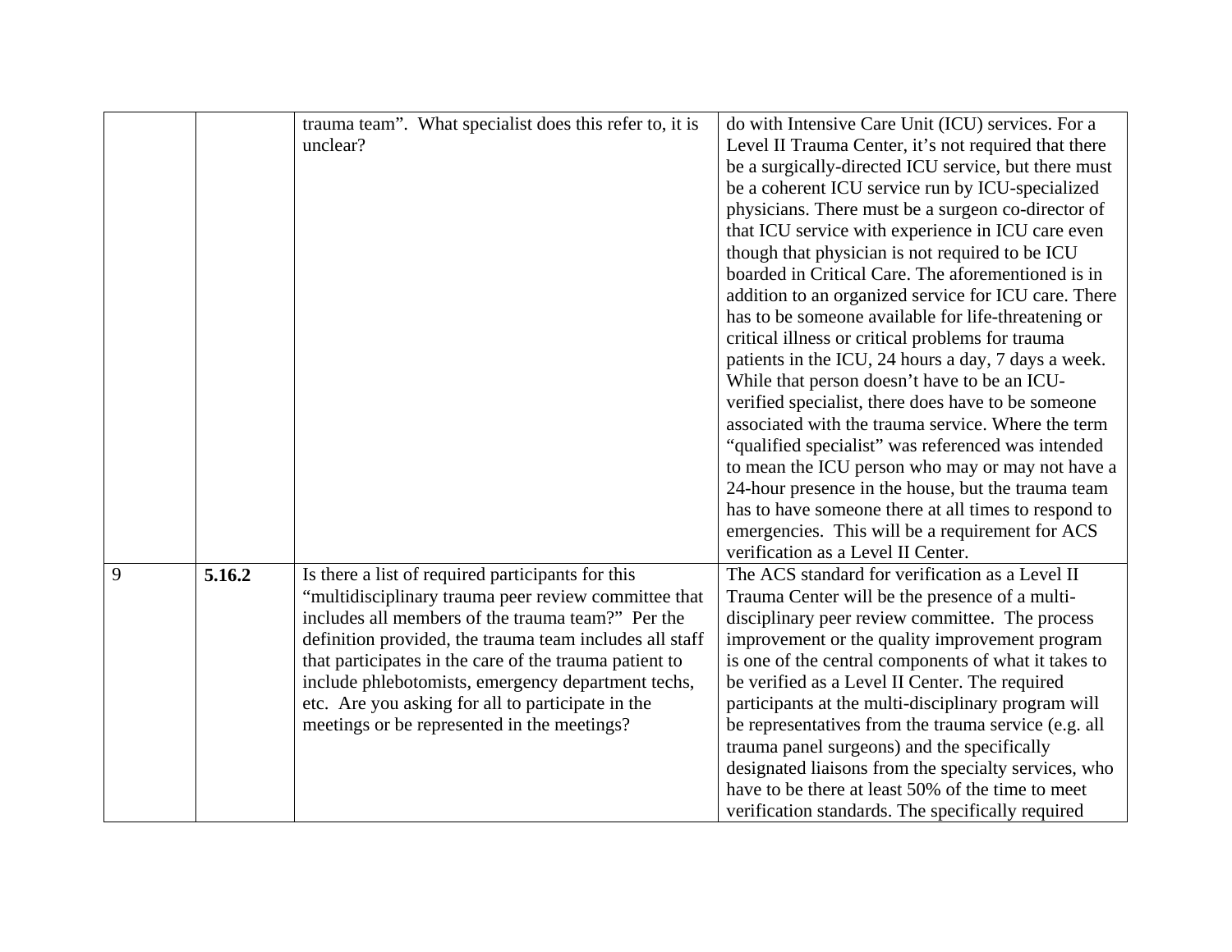| | | | |
|---|---|---|---|
| | | trauma team". What specialist does this refer to, it is unclear? | do with Intensive Care Unit (ICU) services. For a Level II Trauma Center, it's not required that there be a surgically-directed ICU service, but there must be a coherent ICU service run by ICU-specialized physicians. There must be a surgeon co-director of that ICU service with experience in ICU care even though that physician is not required to be ICU boarded in Critical Care. The aforementioned is in addition to an organized service for ICU care. There has to be someone available for life-threatening or critical illness or critical problems for trauma patients in the ICU, 24 hours a day, 7 days a week. While that person doesn't have to be an ICU-verified specialist, there does have to be someone associated with the trauma service. Where the term "qualified specialist" was referenced was intended to mean the ICU person who may or may not have a 24-hour presence in the house, but the trauma team has to have someone there at all times to respond to emergencies. This will be a requirement for ACS verification as a Level II Center. |
| 9 | **5.16.2** | Is there a list of required participants for this "multidisciplinary trauma peer review committee that includes all members of the trauma team?" Per the definition provided, the trauma team includes all staff that participates in the care of the trauma patient to include phlebotomists, emergency department techs, etc. Are you asking for all to participate in the meetings or be represented in the meetings? | The ACS standard for verification as a Level II Trauma Center will be the presence of a multi-disciplinary peer review committee. The process improvement or the quality improvement program is one of the central components of what it takes to be verified as a Level II Center. The required participants at the multi-disciplinary program will be representatives from the trauma service (e.g. all trauma panel surgeons) and the specifically designated liaisons from the specialty services, who have to be there at least 50% of the time to meet verification standards. The specifically required |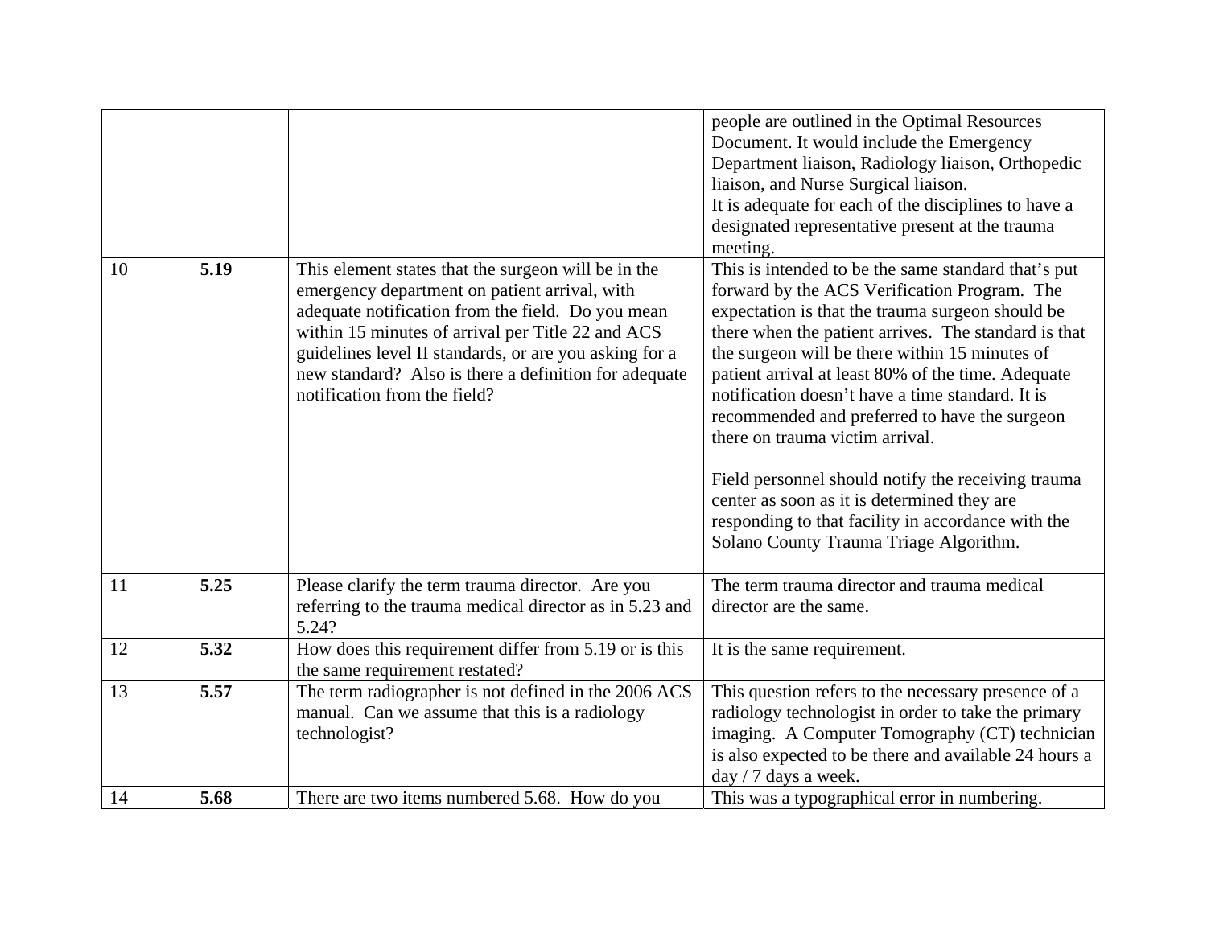|  |  |  | people are outlined in the Optimal Resources Document. It would include the Emergency Department liaison, Radiology liaison, Orthopedic liaison, and Nurse Surgical liaison.<br>It is adequate for each of the disciplines to have a designated representative present at the trauma meeting. |
|---|---|---|---|
| 10 | **5.19** | This element states that the surgeon will be in the emergency department on patient arrival, with adequate notification from the field. Do you mean within 15 minutes of arrival per Title 22 and ACS guidelines level II standards, or are you asking for a new standard? Also is there a definition for adequate notification from the field? | This is intended to be the same standard that's put forward by the ACS Verification Program. The expectation is that the trauma surgeon should be there when the patient arrives. The standard is that the surgeon will be there within 15 minutes of patient arrival at least 80% of the time. Adequate notification doesn't have a time standard. It is recommended and preferred to have the surgeon there on trauma victim arrival.<br><br>Field personnel should notify the receiving trauma center as soon as it is determined they are responding to that facility in accordance with the Solano County Trauma Triage Algorithm. |
| 11 | **5.25** | Please clarify the term trauma director. Are you referring to the trauma medical director as in 5.23 and 5.24? | The term trauma director and trauma medical director are the same. |
| 12 | **5.32** | How does this requirement differ from 5.19 or is this the same requirement restated? | It is the same requirement. |
| 13 | **5.57** | The term radiographer is not defined in the 2006 ACS manual. Can we assume that this is a radiology technologist? | This question refers to the necessary presence of a radiology technologist in order to take the primary imaging. A Computer Tomography (CT) technician is also expected to be there and available 24 hours a day / 7 days a week. |
| 14 | **5.68** | There are two items numbered 5.68. How do you | This was a typographical error in numbering. |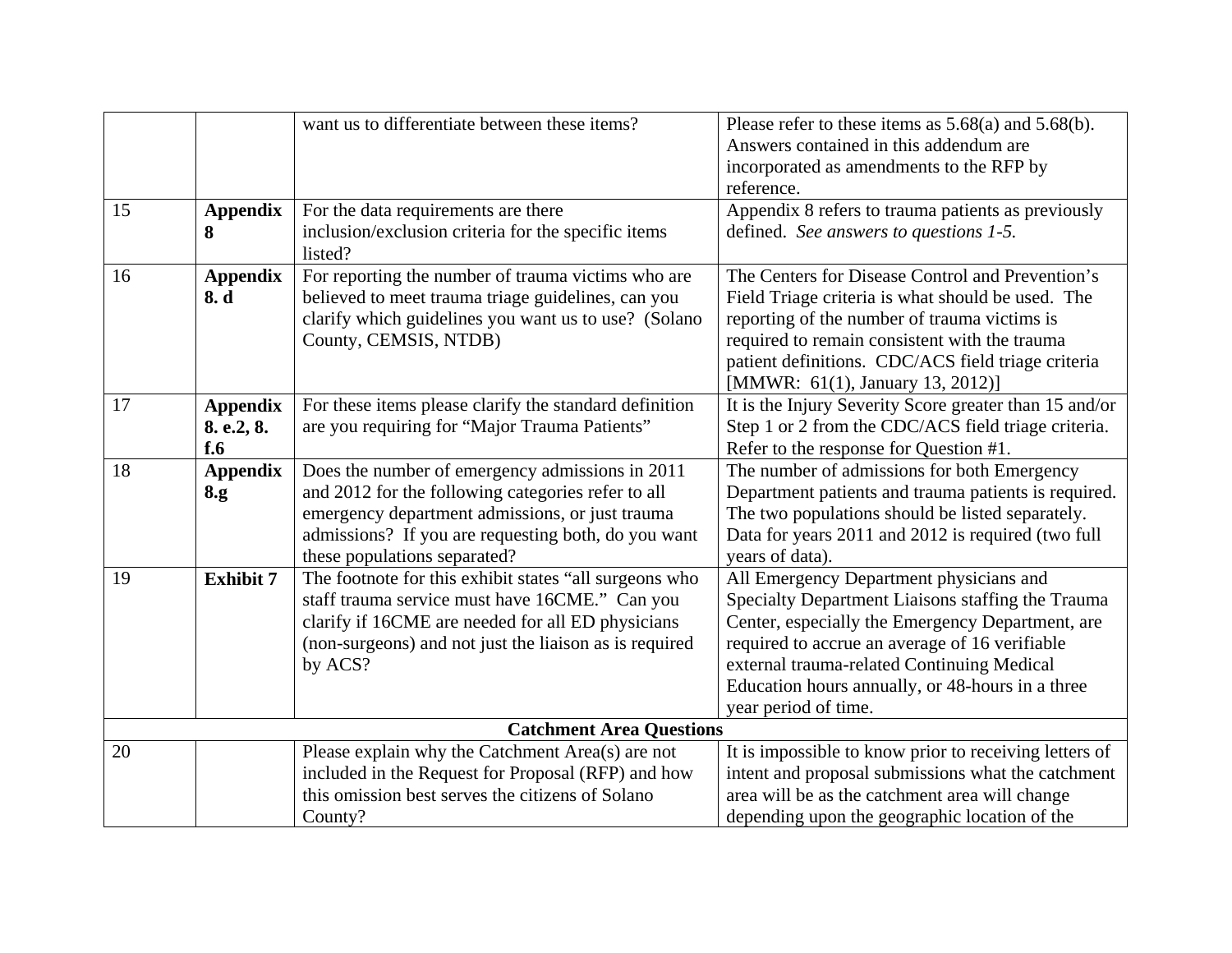| | | | |
|---|---|---|---|
| | | want us to differentiate between these items? | Please refer to these items as 5.68(a) and 5.68(b). Answers contained in this addendum are incorporated as amendments to the RFP by reference. |
| 15 | **Appendix 8** | For the data requirements are there inclusion/exclusion criteria for the specific items listed? | Appendix 8 refers to trauma patients as previously defined. *See answers to questions 1-5.* |
| 16 | **Appendix 8. d** | For reporting the number of trauma victims who are believed to meet trauma triage guidelines, can you clarify which guidelines you want us to use? (Solano County, CEMSIS, NTDB) | The Centers for Disease Control and Prevention's Field Triage criteria is what should be used. The reporting of the number of trauma victims is required to remain consistent with the trauma patient definitions. CDC/ACS field triage criteria [MMWR: 61(1), January 13, 2012)] |
| 17 | **Appendix 8. e.2, 8. f.6** | For these items please clarify the standard definition are you requiring for "Major Trauma Patients" | It is the Injury Severity Score greater than 15 and/or Step 1 or 2 from the CDC/ACS field triage criteria. Refer to the response for Question #1. |
| 18 | **Appendix 8.g** | Does the number of emergency admissions in 2011 and 2012 for the following categories refer to all emergency department admissions, or just trauma admissions? If you are requesting both, do you want these populations separated? | The number of admissions for both Emergency Department patients and trauma patients is required. The two populations should be listed separately. Data for years 2011 and 2012 is required (two full years of data). |
| 19 | **Exhibit 7** | The footnote for this exhibit states "all surgeons who staff trauma service must have 16CME." Can you clarify if 16CME are needed for all ED physicians (non-surgeons) and not just the liaison as is required by ACS? | All Emergency Department physicians and Specialty Department Liaisons staffing the Trauma Center, especially the Emergency Department, are required to accrue an average of 16 verifiable external trauma-related Continuing Medical Education hours annually, or 48-hours in a three year period of time. |
| **Catchment Area Questions** | | | |
| 20 | | Please explain why the Catchment Area(s) are not included in the Request for Proposal (RFP) and how this omission best serves the citizens of Solano County? | It is impossible to know prior to receiving letters of intent and proposal submissions what the catchment area will be as the catchment area will change depending upon the geographic location of the |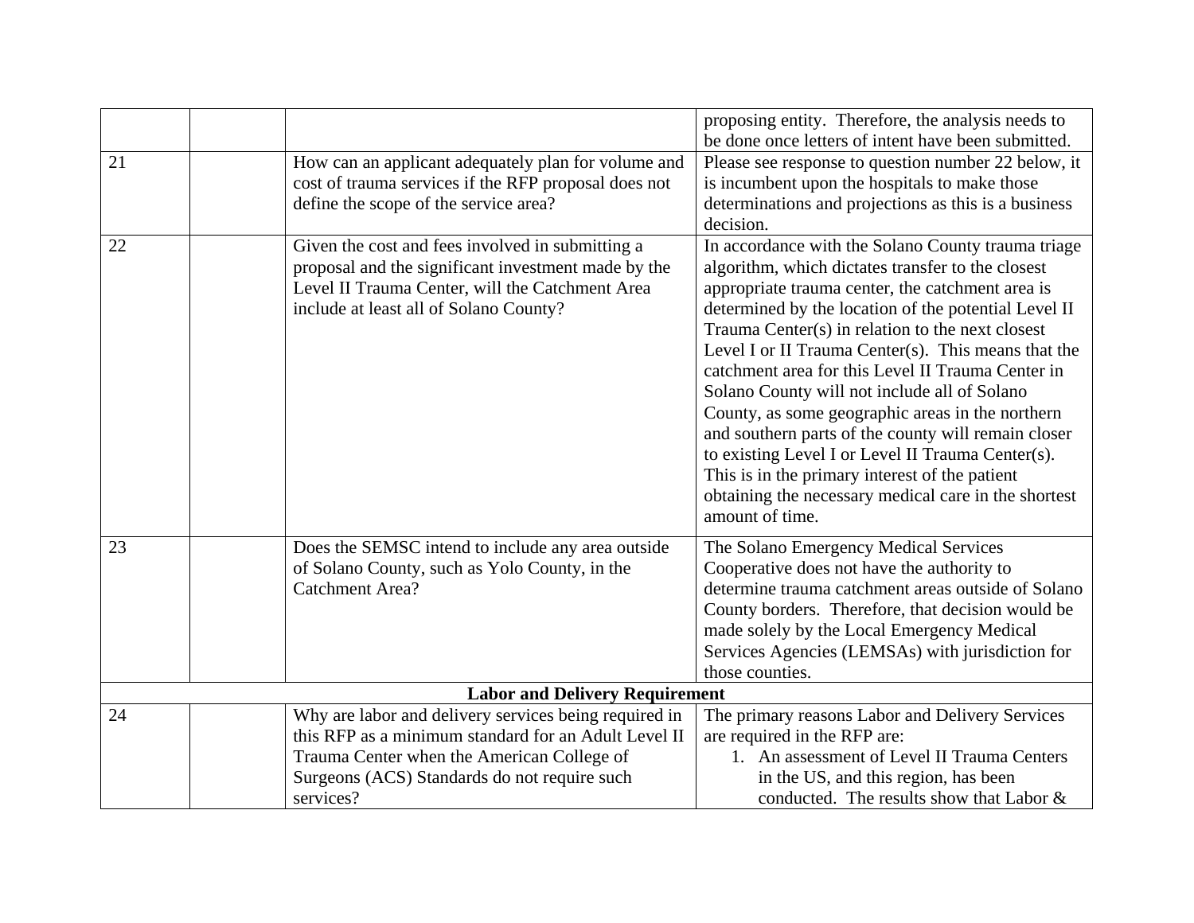| | | | |
|---|---|---|---|
| | | | proposing entity. Therefore, the analysis needs to be done once letters of intent have been submitted. |
| 21 | | How can an applicant adequately plan for volume and cost of trauma services if the RFP proposal does not define the scope of the service area? | Please see response to question number 22 below, it is incumbent upon the hospitals to make those determinations and projections as this is a business decision. |
| 22 | | Given the cost and fees involved in submitting a proposal and the significant investment made by the Level II Trauma Center, will the Catchment Area include at least all of Solano County? | In accordance with the Solano County trauma triage algorithm, which dictates transfer to the closest appropriate trauma center, the catchment area is determined by the location of the potential Level II Trauma Center(s) in relation to the next closest Level I or II Trauma Center(s). This means that the catchment area for this Level II Trauma Center in Solano County will not include all of Solano County, as some geographic areas in the northern and southern parts of the county will remain closer to existing Level I or Level II Trauma Center(s). This is in the primary interest of the patient obtaining the necessary medical care in the shortest amount of time. |
| 23 | | Does the SEMSC intend to include any area outside of Solano County, such as Yolo County, in the Catchment Area? | The Solano Emergency Medical Services Cooperative does not have the authority to determine trauma catchment areas outside of Solano County borders. Therefore, that decision would be made solely by the Local Emergency Medical Services Agencies (LEMSAs) with jurisdiction for those counties. |
| **Labor and Delivery Requirement** | | | |
| 24 | | Why are labor and delivery services being required in this RFP as a minimum standard for an Adult Level II Trauma Center when the American College of Surgeons (ACS) Standards do not require such services? | The primary reasons Labor and Delivery Services are required in the RFP are:<br>1. An assessment of Level II Trauma Centers in the US, and this region, has been conducted. The results show that Labor & |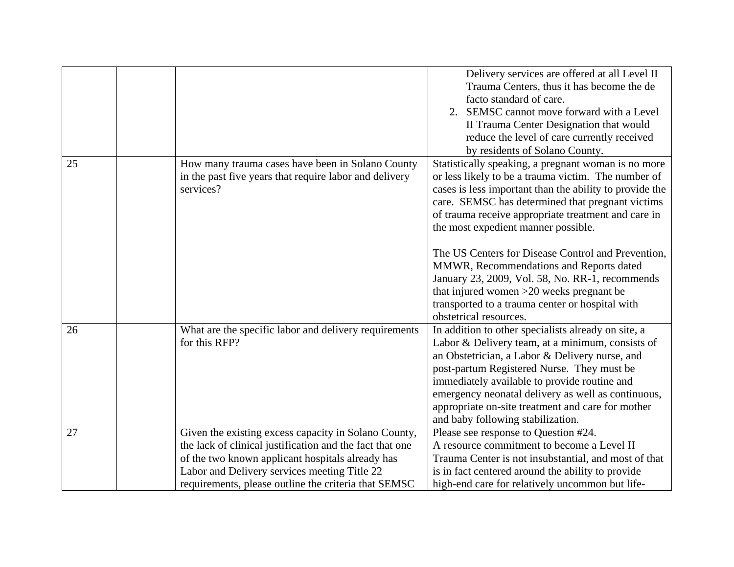| | | | |
|---|---|---|---|
| | | | Delivery services are offered at all Level II Trauma Centers, thus it has become the de facto standard of care.<br>2. SEMSC cannot move forward with a Level II Trauma Center Designation that would reduce the level of care currently received by residents of Solano County. |
| 25 | | How many trauma cases have been in Solano County in the past five years that require labor and delivery services? | Statistically speaking, a pregnant woman is no more or less likely to be a trauma victim. The number of cases is less important than the ability to provide the care. SEMSC has determined that pregnant victims of trauma receive appropriate treatment and care in the most expedient manner possible.<br><br>The US Centers for Disease Control and Prevention, MMWR, Recommendations and Reports dated January 23, 2009, Vol. 58, No. RR-1, recommends that injured women >20 weeks pregnant be transported to a trauma center or hospital with obstetrical resources. |
| 26 | | What are the specific labor and delivery requirements for this RFP? | In addition to other specialists already on site, a Labor & Delivery team, at a minimum, consists of an Obstetrician, a Labor & Delivery nurse, and post-partum Registered Nurse. They must be immediately available to provide routine and emergency neonatal delivery as well as continuous, appropriate on-site treatment and care for mother and baby following stabilization. |
| 27 | | Given the existing excess capacity in Solano County, the lack of clinical justification and the fact that one of the two known applicant hospitals already has Labor and Delivery services meeting Title 22 requirements, please outline the criteria that SEMSC | Please see response to Question #24.<br>A resource commitment to become a Level II Trauma Center is not insubstantial, and most of that is in fact centered around the ability to provide high-end care for relatively uncommon but life- |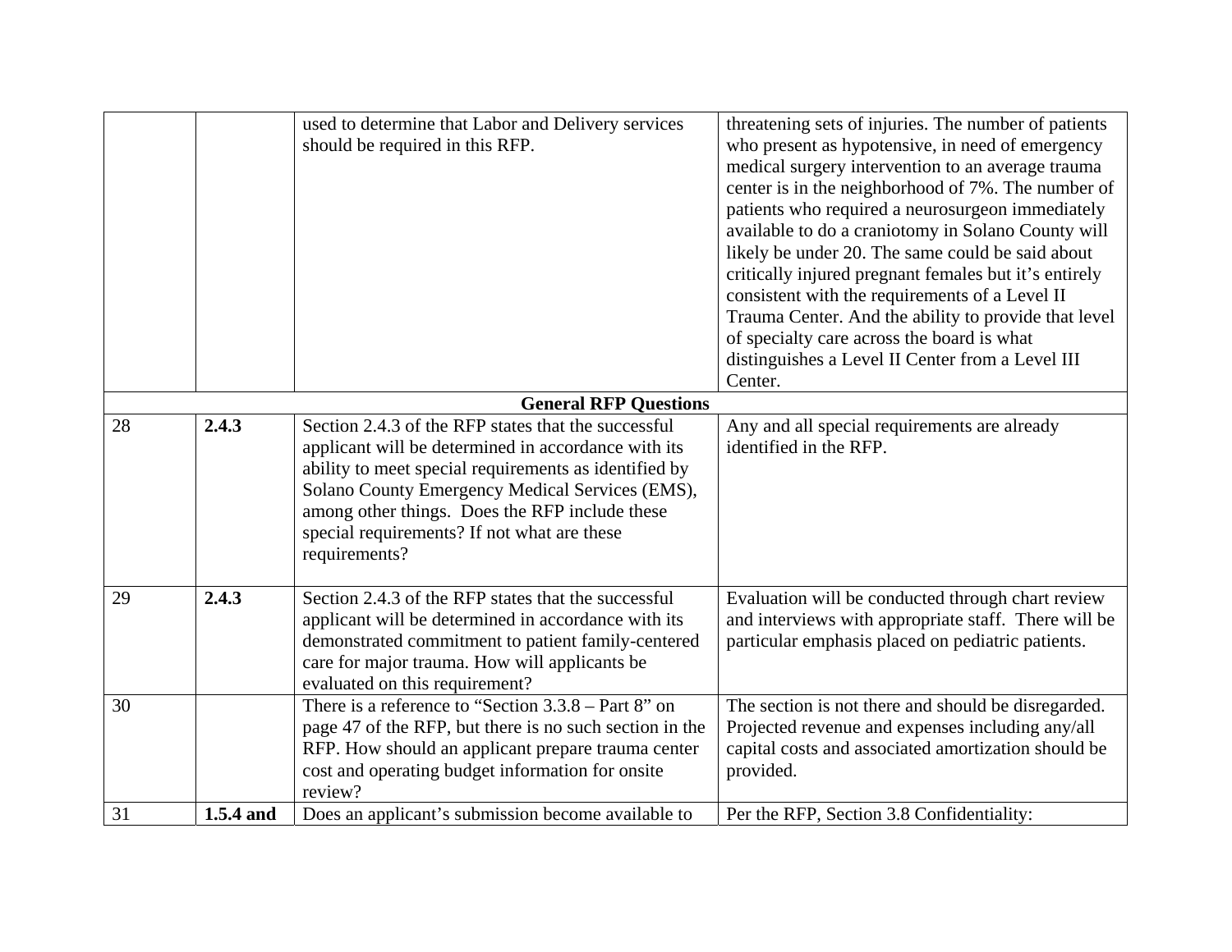| | | | |
|---|---|---|---|
| | | used to determine that Labor and Delivery services should be required in this RFP. | threatening sets of injuries. The number of patients who present as hypotensive, in need of emergency medical surgery intervention to an average trauma center is in the neighborhood of 7%. The number of patients who required a neurosurgeon immediately available to do a craniotomy in Solano County will likely be under 20. The same could be said about critically injured pregnant females but it's entirely consistent with the requirements of a Level II Trauma Center. And the ability to provide that level of specialty care across the board is what distinguishes a Level II Center from a Level III Center. |
| **General RFP Questions** | | | |
| 28 | **2.4.3** | Section 2.4.3 of the RFP states that the successful applicant will be determined in accordance with its ability to meet special requirements as identified by Solano County Emergency Medical Services (EMS), among other things. Does the RFP include these special requirements? If not what are these requirements? | Any and all special requirements are already identified in the RFP. |
| 29 | **2.4.3** | Section 2.4.3 of the RFP states that the successful applicant will be determined in accordance with its demonstrated commitment to patient family-centered care for major trauma. How will applicants be evaluated on this requirement? | Evaluation will be conducted through chart review and interviews with appropriate staff. There will be particular emphasis placed on pediatric patients. |
| 30 | | There is a reference to "Section 3.3.8 – Part 8" on page 47 of the RFP, but there is no such section in the RFP. How should an applicant prepare trauma center cost and operating budget information for onsite review? | The section is not there and should be disregarded. Projected revenue and expenses including any/all capital costs and associated amortization should be provided. |
| 31 | **1.5.4 and** | Does an applicant's submission become available to | Per the RFP, Section 3.8 Confidentiality: |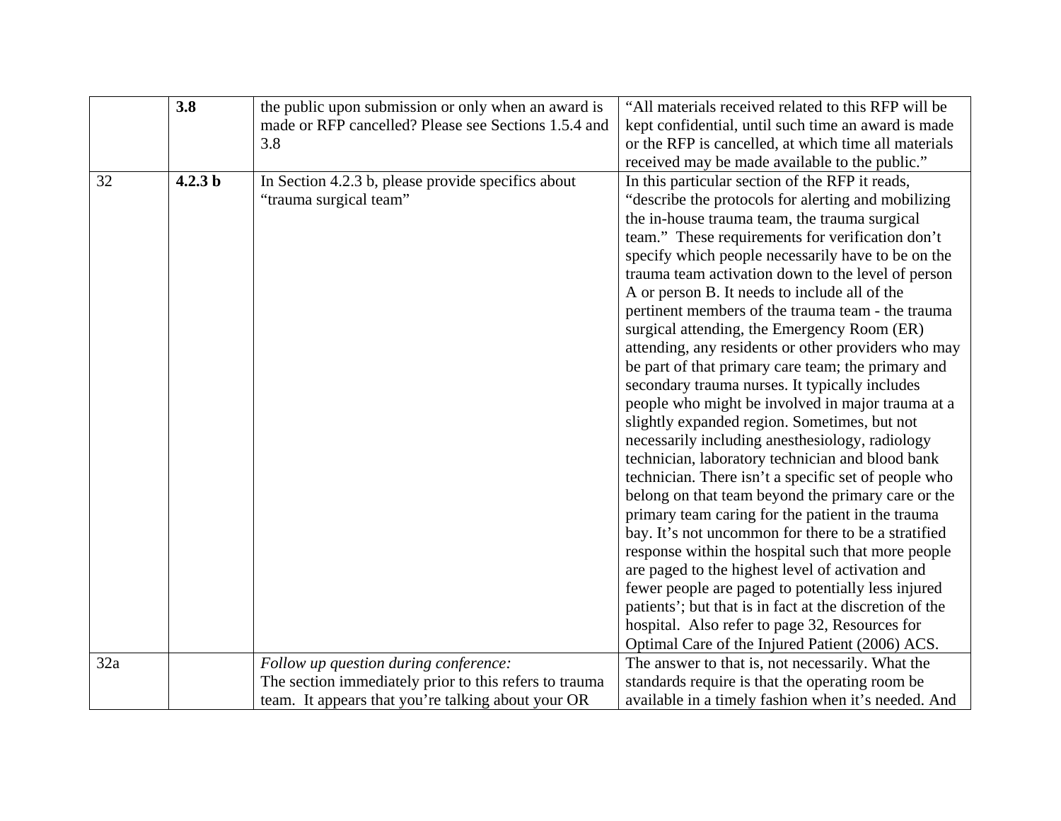| | | | |
|---|---|---|---|
| | **3.8** | the public upon submission or only when an award is made or RFP cancelled? Please see Sections 1.5.4 and 3.8 | "All materials received related to this RFP will be kept confidential, until such time an award is made or the RFP is cancelled, at which time all materials received may be made available to the public." |
| 32 | **4.2.3 b** | In Section 4.2.3 b, please provide specifics about "trauma surgical team" | In this particular section of the RFP it reads, "describe the protocols for alerting and mobilizing the in-house trauma team, the trauma surgical team." These requirements for verification don't specify which people necessarily have to be on the trauma team activation down to the level of person A or person B. It needs to include all of the pertinent members of the trauma team - the trauma surgical attending, the Emergency Room (ER) attending, any residents or other providers who may be part of that primary care team; the primary and secondary trauma nurses. It typically includes people who might be involved in major trauma at a slightly expanded region. Sometimes, but not necessarily including anesthesiology, radiology technician, laboratory technician and blood bank technician. There isn't a specific set of people who belong on that team beyond the primary care or the primary team caring for the patient in the trauma bay. It's not uncommon for there to be a stratified response within the hospital such that more people are paged to the highest level of activation and fewer people are paged to potentially less injured patients'; but that is in fact at the discretion of the hospital. Also refer to page 32, Resources for Optimal Care of the Injured Patient (2006) ACS. |
| 32a | | *Follow up question during conference:* The section immediately prior to this refers to trauma team. It appears that you're talking about your OR | The answer to that is, not necessarily. What the standards require is that the operating room be available in a timely fashion when it's needed. And |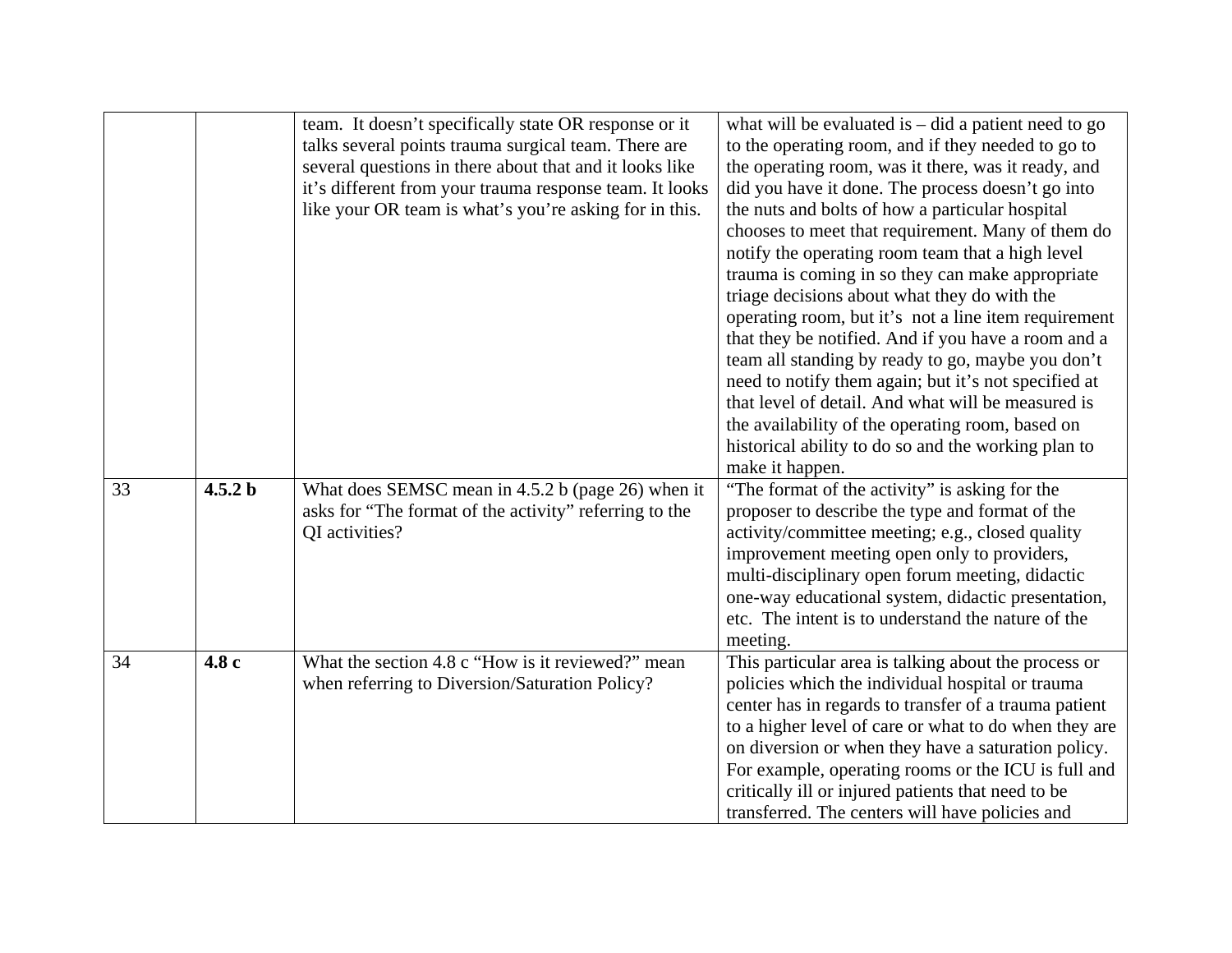| | | | |
|---|---|---|---|
| | | team. It doesn't specifically state OR response or it talks several points trauma surgical team. There are several questions in there about that and it looks like it's different from your trauma response team. It looks like your OR team is what's you're asking for in this. | what will be evaluated is – did a patient need to go to the operating room, and if they needed to go to the operating room, was it there, was it ready, and did you have it done. The process doesn't go into the nuts and bolts of how a particular hospital chooses to meet that requirement. Many of them do notify the operating room team that a high level trauma is coming in so they can make appropriate triage decisions about what they do with the operating room, but it's not a line item requirement that they be notified. And if you have a room and a team all standing by ready to go, maybe you don't need to notify them again; but it's not specified at that level of detail. And what will be measured is the availability of the operating room, based on historical ability to do so and the working plan to make it happen. |
| 33 | **4.5.2 b** | What does SEMSC mean in 4.5.2 b (page 26) when it asks for "The format of the activity" referring to the QI activities? | "The format of the activity" is asking for the proposer to describe the type and format of the activity/committee meeting; e.g., closed quality improvement meeting open only to providers, multi-disciplinary open forum meeting, didactic one-way educational system, didactic presentation, etc. The intent is to understand the nature of the meeting. |
| 34 | **4.8 c** | What the section 4.8 c "How is it reviewed?" mean when referring to Diversion/Saturation Policy? | This particular area is talking about the process or policies which the individual hospital or trauma center has in regards to transfer of a trauma patient to a higher level of care or what to do when they are on diversion or when they have a saturation policy. For example, operating rooms or the ICU is full and critically ill or injured patients that need to be transferred. The centers will have policies and |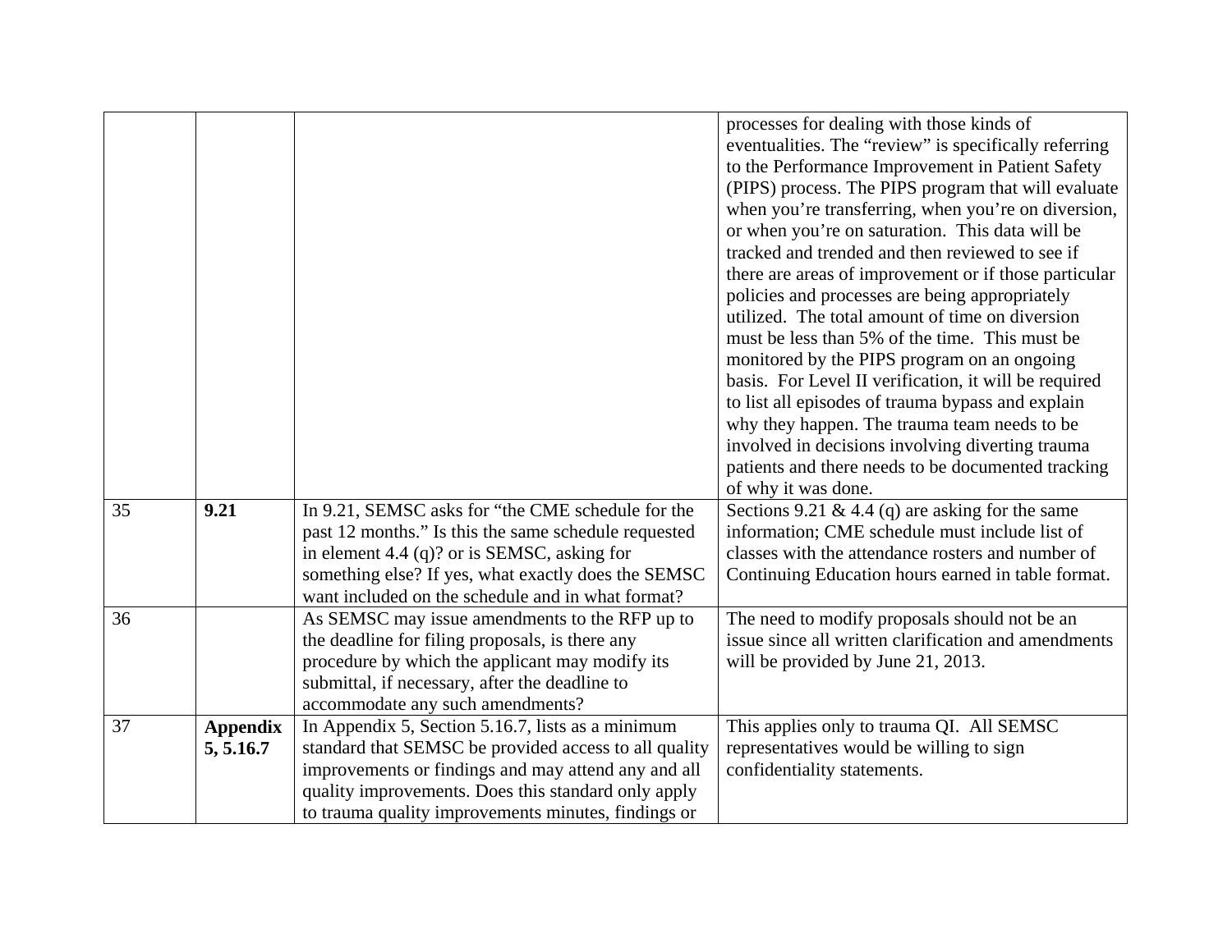| | | | |
|---|---|---|---|
| | | | processes for dealing with those kinds of eventualities. The "review" is specifically referring to the Performance Improvement in Patient Safety (PIPS) process. The PIPS program that will evaluate when you're transferring, when you're on diversion, or when you're on saturation. This data will be tracked and trended and then reviewed to see if there are areas of improvement or if those particular policies and processes are being appropriately utilized. The total amount of time on diversion must be less than 5% of the time. This must be monitored by the PIPS program on an ongoing basis. For Level II verification, it will be required to list all episodes of trauma bypass and explain why they happen. The trauma team needs to be involved in decisions involving diverting trauma patients and there needs to be documented tracking of why it was done. |
| 35 | **9.21** | In 9.21, SEMSC asks for "the CME schedule for the past 12 months." Is this the same schedule requested in element 4.4 (q)? or is SEMSC, asking for something else? If yes, what exactly does the SEMSC want included on the schedule and in what format? | Sections 9.21 & 4.4 (q) are asking for the same information; CME schedule must include list of classes with the attendance rosters and number of Continuing Education hours earned in table format. |
| 36 | | As SEMSC may issue amendments to the RFP up to the deadline for filing proposals, is there any procedure by which the applicant may modify its submittal, if necessary, after the deadline to accommodate any such amendments? | The need to modify proposals should not be an issue since all written clarification and amendments will be provided by June 21, 2013. |
| 37 | **Appendix 5, 5.16.7** | In Appendix 5, Section 5.16.7, lists as a minimum standard that SEMSC be provided access to all quality improvements or findings and may attend any and all quality improvements. Does this standard only apply to trauma quality improvements minutes, findings or | This applies only to trauma QI. All SEMSC representatives would be willing to sign confidentiality statements. |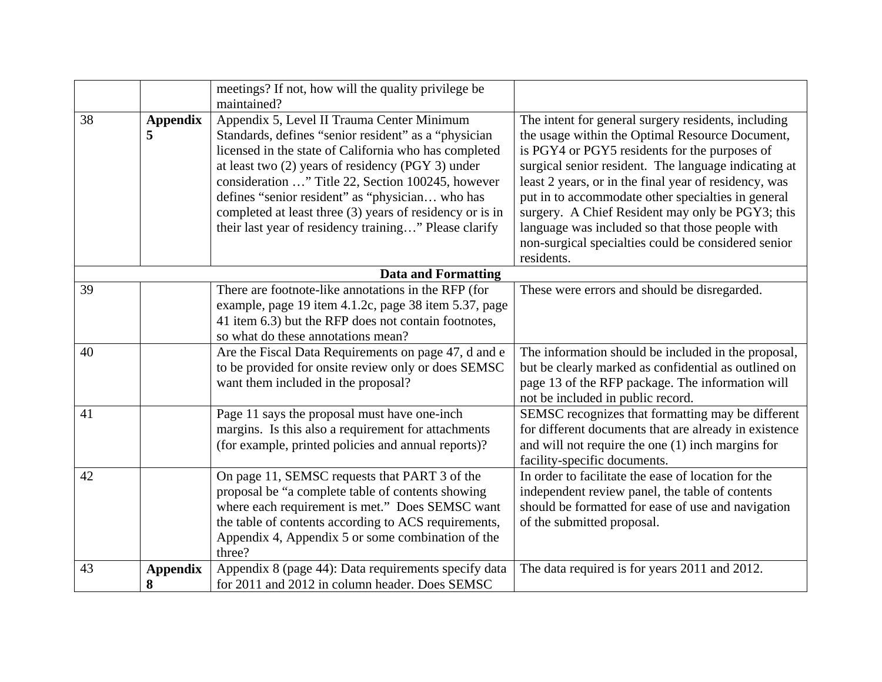| | | | |
|---|---|---|---|
| | | meetings? If not, how will the quality privilege be maintained? | |
| 38 | **Appendix 5** | Appendix 5, Level II Trauma Center Minimum Standards, defines "senior resident" as a "physician licensed in the state of California who has completed at least two (2) years of residency (PGY 3) under consideration …" Title 22, Section 100245, however defines "senior resident" as "physician… who has completed at least three (3) years of residency or is in their last year of residency training…" Please clarify | The intent for general surgery residents, including the usage within the Optimal Resource Document, is PGY4 or PGY5 residents for the purposes of surgical senior resident. The language indicating at least 2 years, or in the final year of residency, was put in to accommodate other specialties in general surgery. A Chief Resident may only be PGY3; this language was included so that those people with non-surgical specialties could be considered senior residents. |
| **Data and Formatting** | | | |
| 39 | | There are footnote-like annotations in the RFP (for example, page 19 item 4.1.2c, page 38 item 5.37, page 41 item 6.3) but the RFP does not contain footnotes, so what do these annotations mean? | These were errors and should be disregarded. |
| 40 | | Are the Fiscal Data Requirements on page 47, d and e to be provided for onsite review only or does SEMSC want them included in the proposal? | The information should be included in the proposal, but be clearly marked as confidential as outlined on page 13 of the RFP package. The information will not be included in public record. |
| 41 | | Page 11 says the proposal must have one-inch margins. Is this also a requirement for attachments (for example, printed policies and annual reports)? | SEMSC recognizes that formatting may be different for different documents that are already in existence and will not require the one (1) inch margins for facility-specific documents. |
| 42 | | On page 11, SEMSC requests that PART 3 of the proposal be "a complete table of contents showing where each requirement is met." Does SEMSC want the table of contents according to ACS requirements, Appendix 4, Appendix 5 or some combination of the three? | In order to facilitate the ease of location for the independent review panel, the table of contents should be formatted for ease of use and navigation of the submitted proposal. |
| 43 | **Appendix 8** | Appendix 8 (page 44): Data requirements specify data for 2011 and 2012 in column header. Does SEMSC | The data required is for years 2011 and 2012. |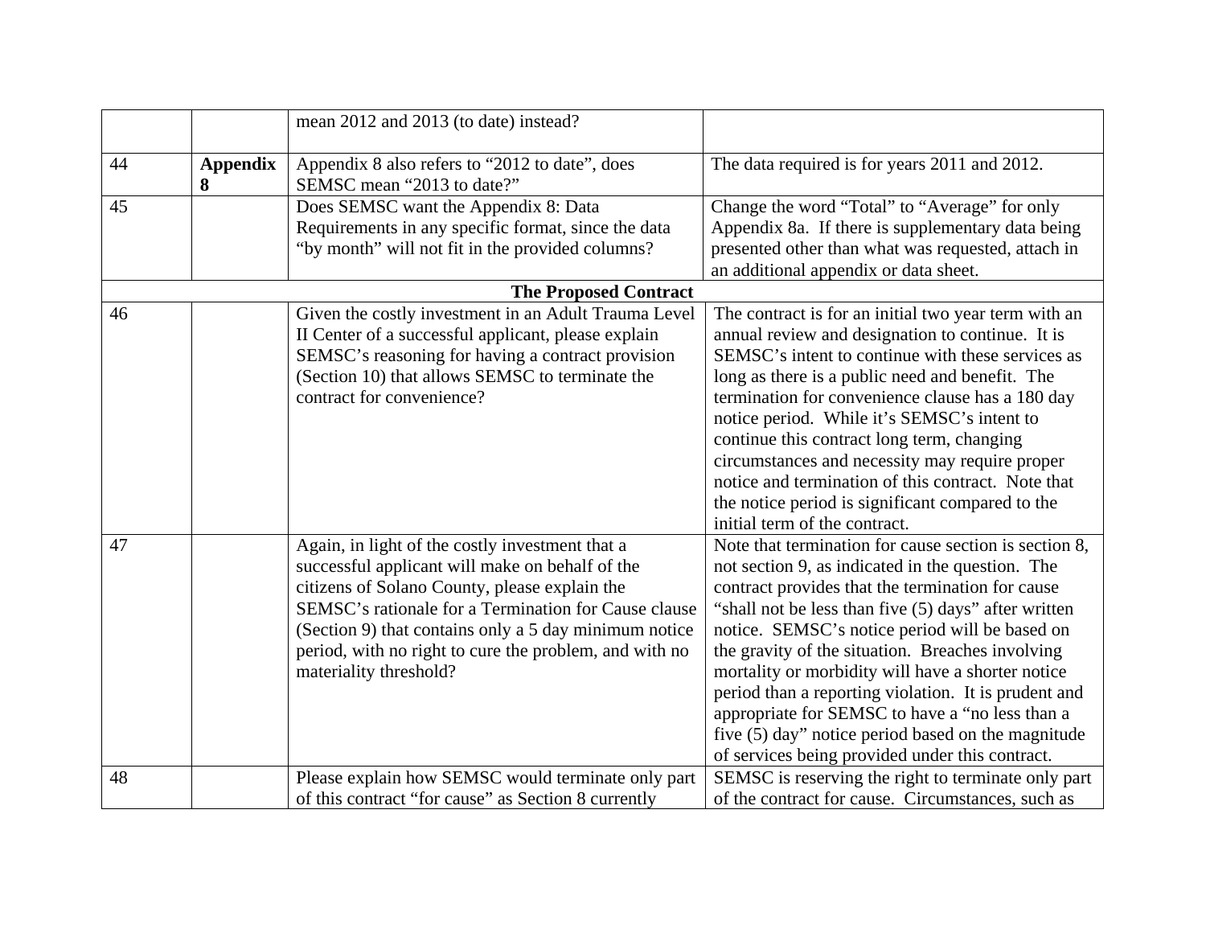| | | mean 2012 and 2013 (to date) instead? | |
|---|---|---|---|
| 44 | **Appendix 8** | Appendix 8 also refers to "2012 to date", does SEMSC mean "2013 to date?" | The data required is for years 2011 and 2012. |
| 45 | | Does SEMSC want the Appendix 8: Data Requirements in any specific format, since the data "by month" will not fit in the provided columns? | Change the word "Total" to "Average" for only Appendix 8a. If there is supplementary data being presented other than what was requested, attach in an additional appendix or data sheet. |
| | | **The Proposed Contract** | |
| 46 | | Given the costly investment in an Adult Trauma Level II Center of a successful applicant, please explain SEMSC's reasoning for having a contract provision (Section 10) that allows SEMSC to terminate the contract for convenience? | The contract is for an initial two year term with an annual review and designation to continue. It is SEMSC's intent to continue with these services as long as there is a public need and benefit. The termination for convenience clause has a 180 day notice period. While it's SEMSC's intent to continue this contract long term, changing circumstances and necessity may require proper notice and termination of this contract. Note that the notice period is significant compared to the initial term of the contract. |
| 47 | | Again, in light of the costly investment that a successful applicant will make on behalf of the citizens of Solano County, please explain the SEMSC's rationale for a Termination for Cause clause (Section 9) that contains only a 5 day minimum notice period, with no right to cure the problem, and with no materiality threshold? | Note that termination for cause section is section 8, not section 9, as indicated in the question. The contract provides that the termination for cause "shall not be less than five (5) days" after written notice. SEMSC's notice period will be based on the gravity of the situation. Breaches involving mortality or morbidity will have a shorter notice period than a reporting violation. It is prudent and appropriate for SEMSC to have a "no less than a five (5) day" notice period based on the magnitude of services being provided under this contract. |
| 48 | | Please explain how SEMSC would terminate only part of this contract "for cause" as Section 8 currently | SEMSC is reserving the right to terminate only part of the contract for cause. Circumstances, such as |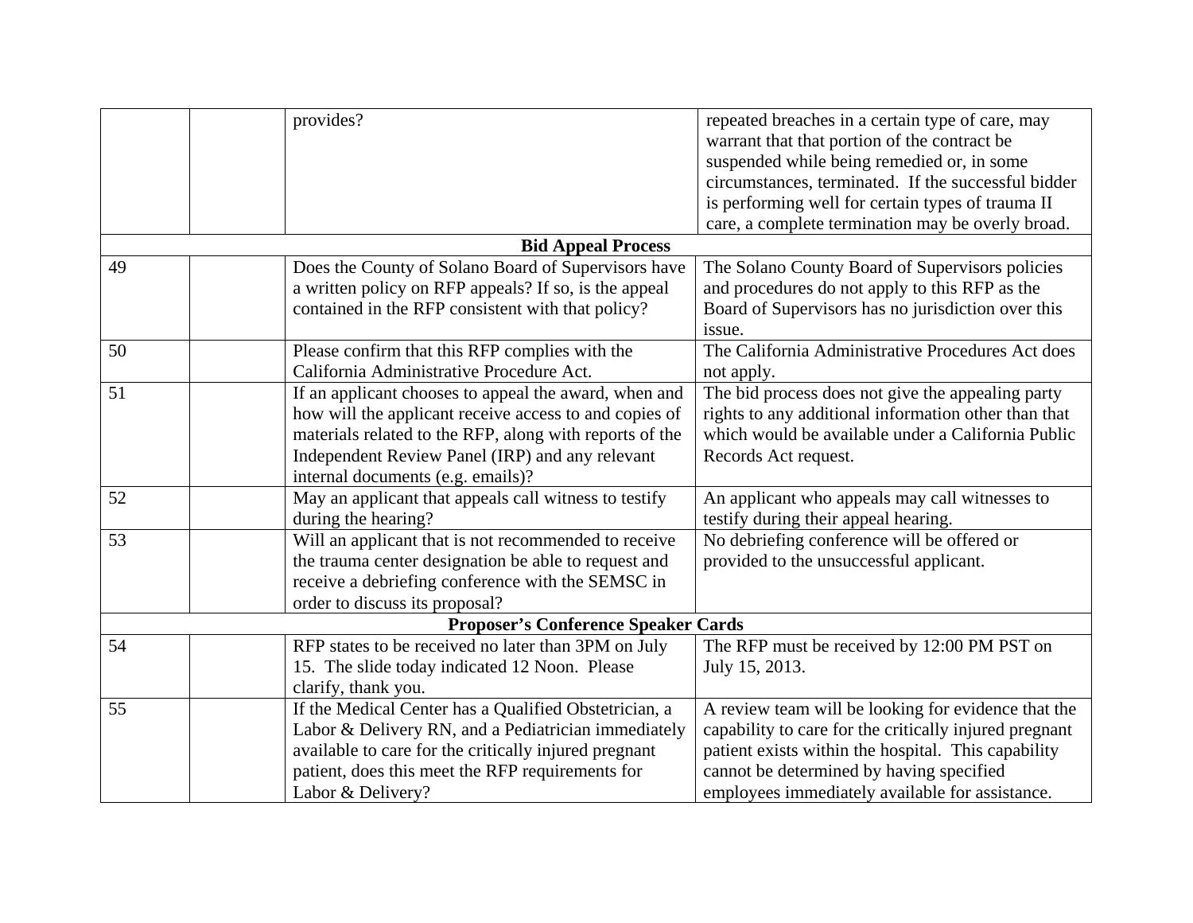| | | | |
|---|---|---|---|
| | | provides? | repeated breaches in a certain type of care, may warrant that that portion of the contract be suspended while being remedied or, in some circumstances, terminated. If the successful bidder is performing well for certain types of trauma II care, a complete termination may be overly broad. |
| **Bid Appeal Process** | | | |
| 49 | | Does the County of Solano Board of Supervisors have a written policy on RFP appeals? If so, is the appeal contained in the RFP consistent with that policy? | The Solano County Board of Supervisors policies and procedures do not apply to this RFP as the Board of Supervisors has no jurisdiction over this issue. |
| 50 | | Please confirm that this RFP complies with the California Administrative Procedure Act. | The California Administrative Procedures Act does not apply. |
| 51 | | If an applicant chooses to appeal the award, when and how will the applicant receive access to and copies of materials related to the RFP, along with reports of the Independent Review Panel (IRP) and any relevant internal documents (e.g. emails)? | The bid process does not give the appealing party rights to any additional information other than that which would be available under a California Public Records Act request. |
| 52 | | May an applicant that appeals call witness to testify during the hearing? | An applicant who appeals may call witnesses to testify during their appeal hearing. |
| 53 | | Will an applicant that is not recommended to receive the trauma center designation be able to request and receive a debriefing conference with the SEMSC in order to discuss its proposal? | No debriefing conference will be offered or provided to the unsuccessful applicant. |
| **Proposer's Conference Speaker Cards** | | | |
| 54 | | RFP states to be received no later than 3PM on July 15. The slide today indicated 12 Noon. Please clarify, thank you. | The RFP must be received by 12:00 PM PST on July 15, 2013. |
| 55 | | If the Medical Center has a Qualified Obstetrician, a Labor & Delivery RN, and a Pediatrician immediately available to care for the critically injured pregnant patient, does this meet the RFP requirements for Labor & Delivery? | A review team will be looking for evidence that the capability to care for the critically injured pregnant patient exists within the hospital. This capability cannot be determined by having specified employees immediately available for assistance. |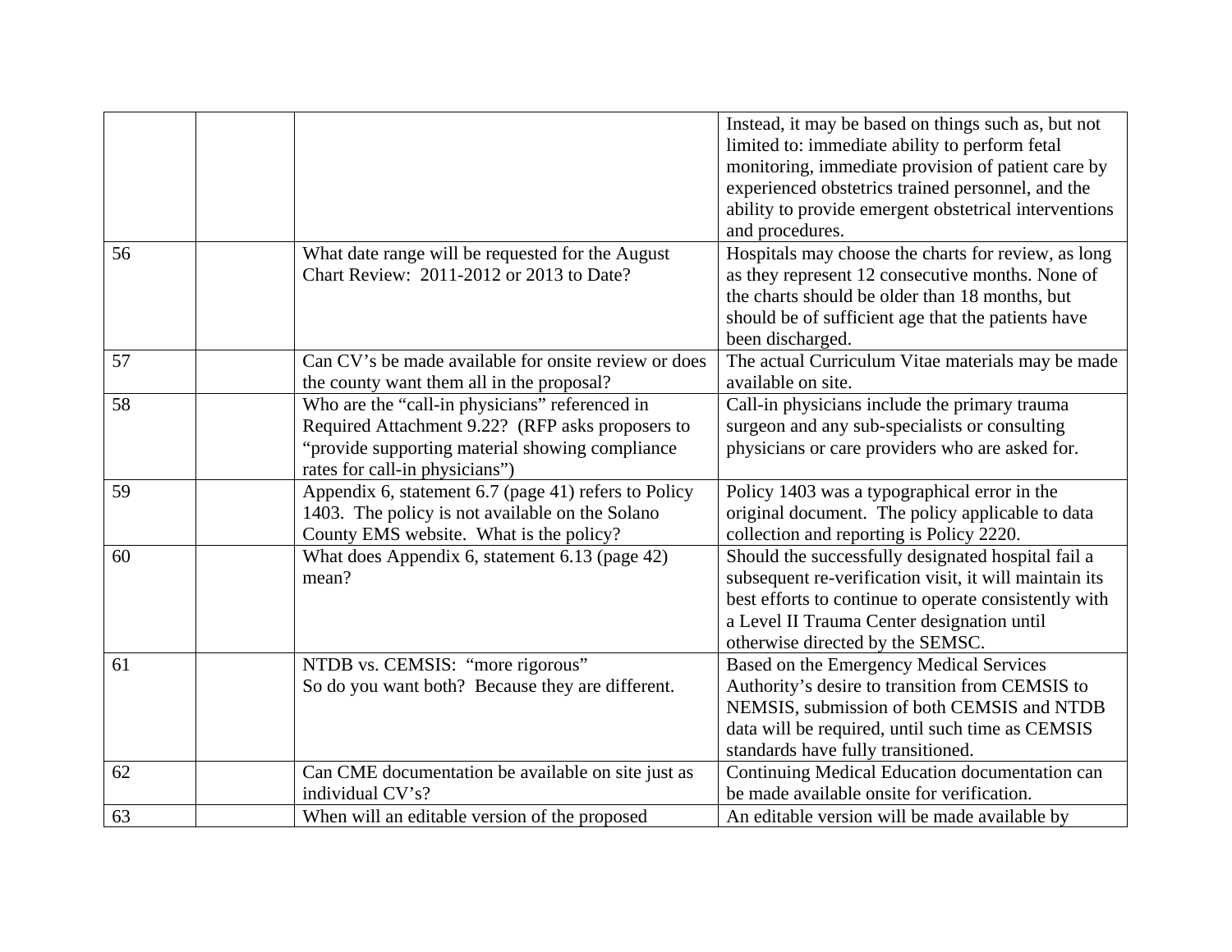| | | | |
|---|---|---|---|
| | | | Instead, it may be based on things such as, but not limited to: immediate ability to perform fetal monitoring, immediate provision of patient care by experienced obstetrics trained personnel, and the ability to provide emergent obstetrical interventions and procedures. |
| 56 | | What date range will be requested for the August Chart Review: 2011-2012 or 2013 to Date? | Hospitals may choose the charts for review, as long as they represent 12 consecutive months. None of the charts should be older than 18 months, but should be of sufficient age that the patients have been discharged. |
| 57 | | Can CV's be made available for onsite review or does the county want them all in the proposal? | The actual Curriculum Vitae materials may be made available on site. |
| 58 | | Who are the "call-in physicians" referenced in Required Attachment 9.22? (RFP asks proposers to "provide supporting material showing compliance rates for call-in physicians") | Call-in physicians include the primary trauma surgeon and any sub-specialists or consulting physicians or care providers who are asked for. |
| 59 | | Appendix 6, statement 6.7 (page 41) refers to Policy 1403. The policy is not available on the Solano County EMS website. What is the policy? | Policy 1403 was a typographical error in the original document. The policy applicable to data collection and reporting is Policy 2220. |
| 60 | | What does Appendix 6, statement 6.13 (page 42) mean? | Should the successfully designated hospital fail a subsequent re-verification visit, it will maintain its best efforts to continue to operate consistently with a Level II Trauma Center designation until otherwise directed by the SEMSC. |
| 61 | | NTDB vs. CEMSIS: "more rigorous" So do you want both? Because they are different. | Based on the Emergency Medical Services Authority's desire to transition from CEMSIS to NEMSIS, submission of both CEMSIS and NTDB data will be required, until such time as CEMSIS standards have fully transitioned. |
| 62 | | Can CME documentation be available on site just as individual CV's? | Continuing Medical Education documentation can be made available onsite for verification. |
| 63 | | When will an editable version of the proposed | An editable version will be made available by |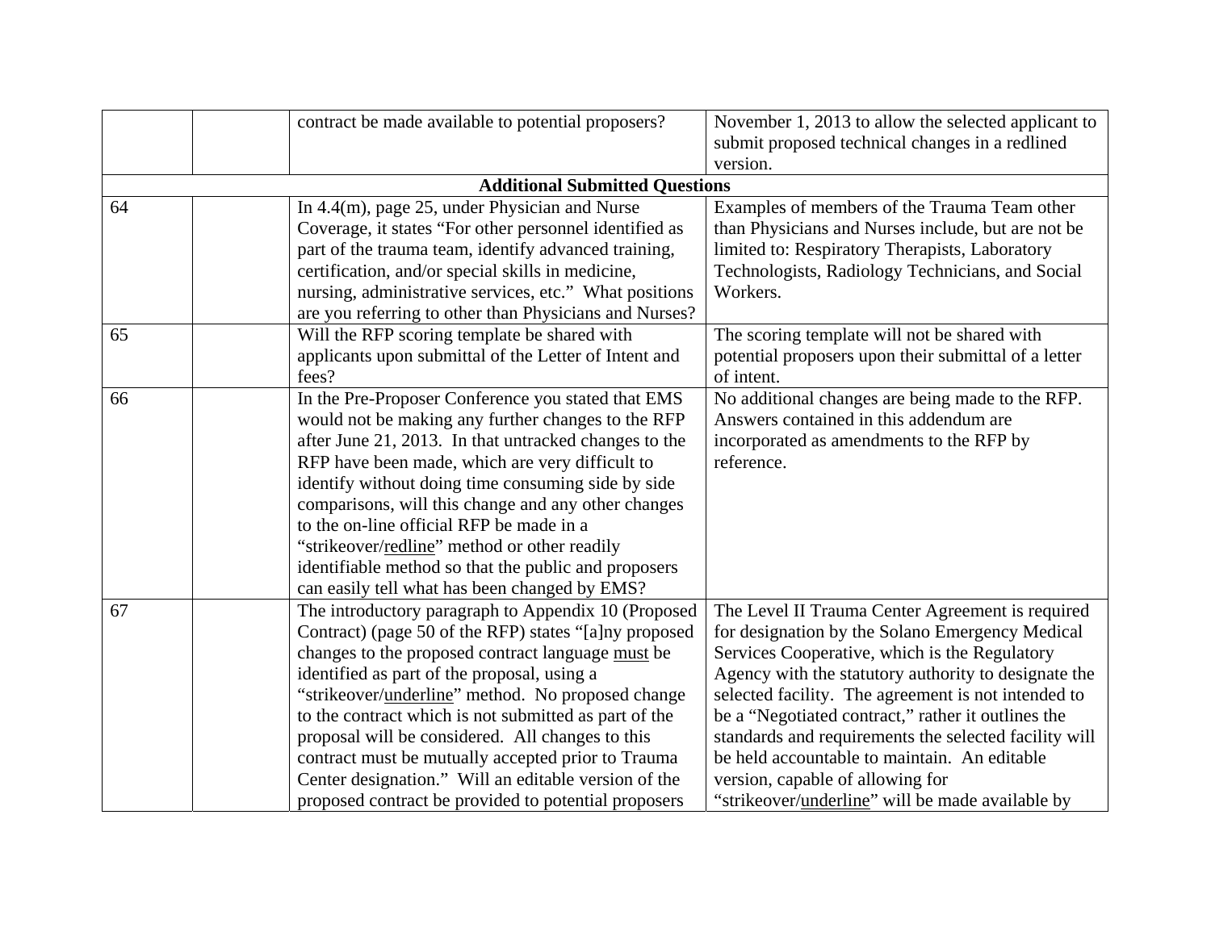| | | | |
|---|---|---|---|
| | | contract be made available to potential proposers? | November 1, 2013 to allow the selected applicant to submit proposed technical changes in a redlined version. |
| **Additional Submitted Questions** | | | |
| 64 | | In 4.4(m), page 25, under Physician and Nurse Coverage, it states "For other personnel identified as part of the trauma team, identify advanced training, certification, and/or special skills in medicine, nursing, administrative services, etc." What positions are you referring to other than Physicians and Nurses? | Examples of members of the Trauma Team other than Physicians and Nurses include, but are not be limited to: Respiratory Therapists, Laboratory Technologists, Radiology Technicians, and Social Workers. |
| 65 | | Will the RFP scoring template be shared with applicants upon submittal of the Letter of Intent and fees? | The scoring template will not be shared with potential proposers upon their submittal of a letter of intent. |
| 66 | | In the Pre-Proposer Conference you stated that EMS would not be making any further changes to the RFP after June 21, 2013. In that untracked changes to the RFP have been made, which are very difficult to identify without doing time consuming side by side comparisons, will this change and any other changes to the on-line official RFP be made in a "strikeover/<u>redline</u>" method or other readily identifiable method so that the public and proposers can easily tell what has been changed by EMS? | No additional changes are being made to the RFP. Answers contained in this addendum are incorporated as amendments to the RFP by reference. |
| 67 | | The introductory paragraph to Appendix 10 (Proposed Contract) (page 50 of the RFP) states "[a]ny proposed changes to the proposed contract language <u>must</u> be identified as part of the proposal, using a "strikeover/<u>underline</u>" method. No proposed change to the contract which is not submitted as part of the proposal will be considered. All changes to this contract must be mutually accepted prior to Trauma Center designation." Will an editable version of the proposed contract be provided to potential proposers | The Level II Trauma Center Agreement is required for designation by the Solano Emergency Medical Services Cooperative, which is the Regulatory Agency with the statutory authority to designate the selected facility. The agreement is not intended to be a "Negotiated contract," rather it outlines the standards and requirements the selected facility will be held accountable to maintain. An editable version, capable of allowing for "strikeover/<u>underline</u>" will be made available by |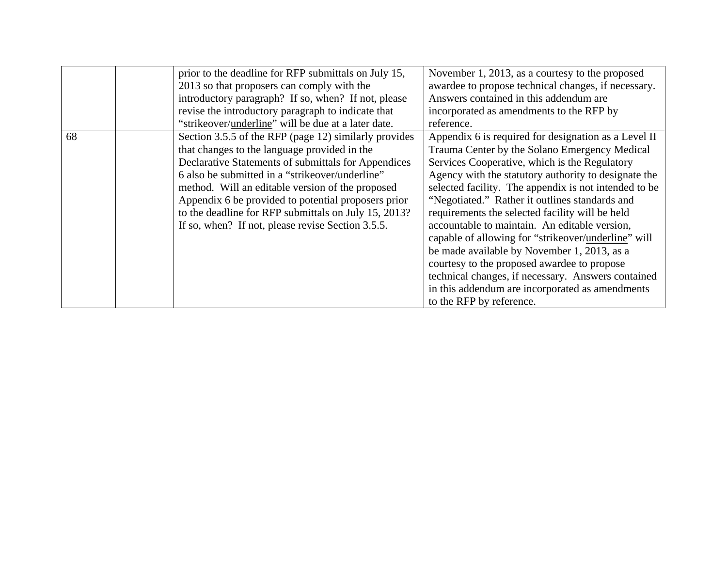| | | | |
|---|---|---|---|
| | | prior to the deadline for RFP submittals on July 15, 2013 so that proposers can comply with the introductory paragraph? If so, when? If not, please revise the introductory paragraph to indicate that "strikeover/<u>underline</u>" will be due at a later date. | November 1, 2013, as a courtesy to the proposed awardee to propose technical changes, if necessary. Answers contained in this addendum are incorporated as amendments to the RFP by reference. |
| 68 | | Section 3.5.5 of the RFP (page 12) similarly provides that changes to the language provided in the Declarative Statements of submittals for Appendices 6 also be submitted in a "strikeover/<u>underline</u>" method. Will an editable version of the proposed Appendix 6 be provided to potential proposers prior to the deadline for RFP submittals on July 15, 2013? If so, when? If not, please revise Section 3.5.5. | Appendix 6 is required for designation as a Level II Trauma Center by the Solano Emergency Medical Services Cooperative, which is the Regulatory Agency with the statutory authority to designate the selected facility. The appendix is not intended to be "Negotiated." Rather it outlines standards and requirements the selected facility will be held accountable to maintain. An editable version, capable of allowing for "strikeover/<u>underline</u>" will be made available by November 1, 2013, as a courtesy to the proposed awardee to propose technical changes, if necessary. Answers contained in this addendum are incorporated as amendments to the RFP by reference. |